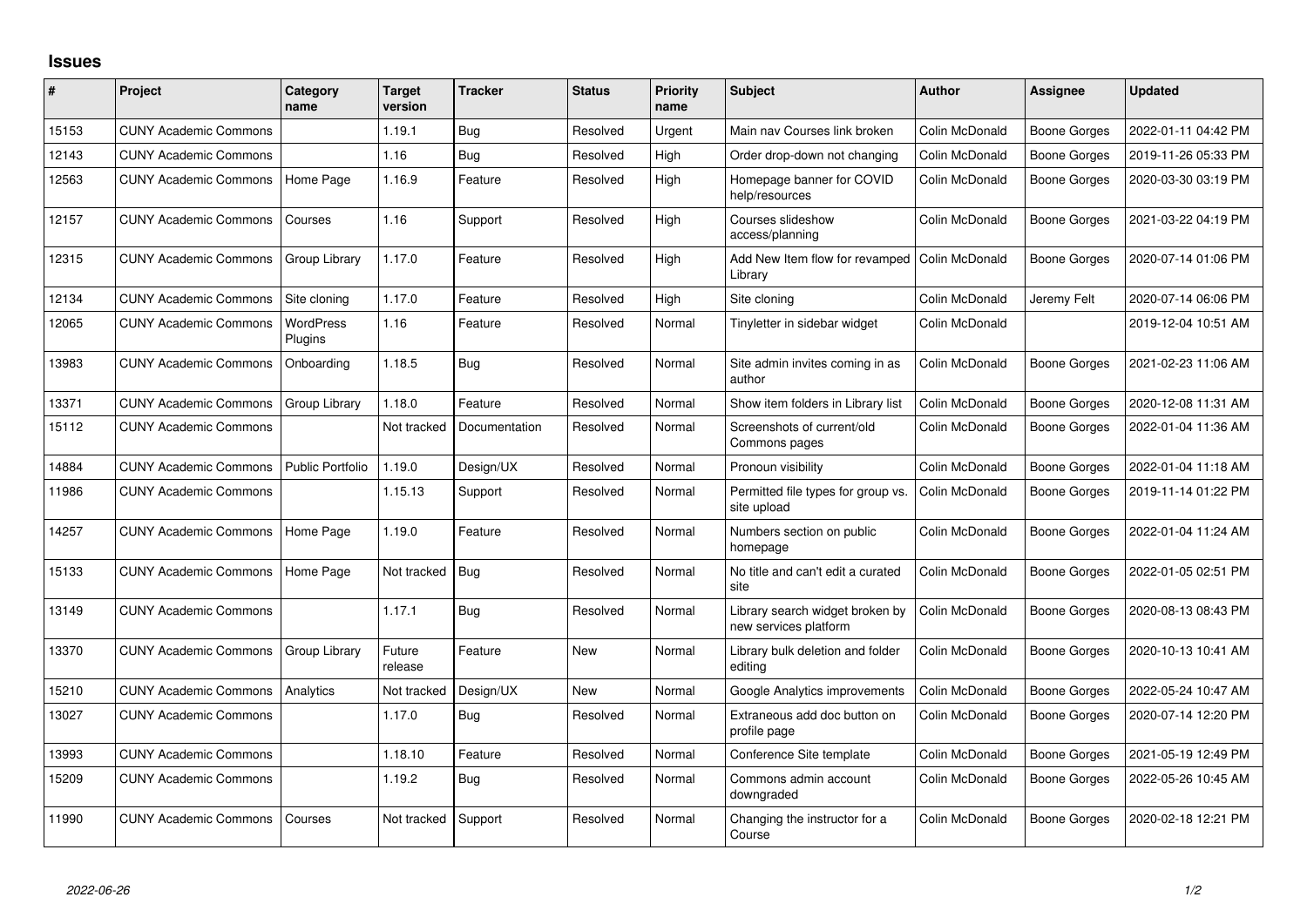## Issues

| # | Project | Category name | Target version | Tracker | Status | Priority name | Subject | Author | Assignee | Updated |
|---|---|---|---|---|---|---|---|---|---|---|
| 15153 | CUNY Academic Commons | | 1.19.1 | Bug | Resolved | Urgent | Main nav Courses link broken | Colin McDonald | Boone Gorges | 2022-01-11 04:42 PM |
| 12143 | CUNY Academic Commons | | 1.16 | Bug | Resolved | High | Order drop-down not changing | Colin McDonald | Boone Gorges | 2019-11-26 05:33 PM |
| 12563 | CUNY Academic Commons | Home Page | 1.16.9 | Feature | Resolved | High | Homepage banner for COVID help/resources | Colin McDonald | Boone Gorges | 2020-03-30 03:19 PM |
| 12157 | CUNY Academic Commons | Courses | 1.16 | Support | Resolved | High | Courses slideshow access/planning | Colin McDonald | Boone Gorges | 2021-03-22 04:19 PM |
| 12315 | CUNY Academic Commons | Group Library | 1.17.0 | Feature | Resolved | High | Add New Item flow for revamped Library | Colin McDonald | Boone Gorges | 2020-07-14 01:06 PM |
| 12134 | CUNY Academic Commons | Site cloning | 1.17.0 | Feature | Resolved | High | Site cloning | Colin McDonald | Jeremy Felt | 2020-07-14 06:06 PM |
| 12065 | CUNY Academic Commons | WordPress Plugins | 1.16 | Feature | Resolved | Normal | Tinyletter in sidebar widget | Colin McDonald | | 2019-12-04 10:51 AM |
| 13983 | CUNY Academic Commons | Onboarding | 1.18.5 | Bug | Resolved | Normal | Site admin invites coming in as author | Colin McDonald | Boone Gorges | 2021-02-23 11:06 AM |
| 13371 | CUNY Academic Commons | Group Library | 1.18.0 | Feature | Resolved | Normal | Show item folders in Library list | Colin McDonald | Boone Gorges | 2020-12-08 11:31 AM |
| 15112 | CUNY Academic Commons | | Not tracked | Documentation | Resolved | Normal | Screenshots of current/old Commons pages | Colin McDonald | Boone Gorges | 2022-01-04 11:36 AM |
| 14884 | CUNY Academic Commons | Public Portfolio | 1.19.0 | Design/UX | Resolved | Normal | Pronoun visibility | Colin McDonald | Boone Gorges | 2022-01-04 11:18 AM |
| 11986 | CUNY Academic Commons | | 1.15.13 | Support | Resolved | Normal | Permitted file types for group vs. site upload | Colin McDonald | Boone Gorges | 2019-11-14 01:22 PM |
| 14257 | CUNY Academic Commons | Home Page | 1.19.0 | Feature | Resolved | Normal | Numbers section on public homepage | Colin McDonald | Boone Gorges | 2022-01-04 11:24 AM |
| 15133 | CUNY Academic Commons | Home Page | Not tracked | Bug | Resolved | Normal | No title and can't edit a curated site | Colin McDonald | Boone Gorges | 2022-01-05 02:51 PM |
| 13149 | CUNY Academic Commons | | 1.17.1 | Bug | Resolved | Normal | Library search widget broken by new services platform | Colin McDonald | Boone Gorges | 2020-08-13 08:43 PM |
| 13370 | CUNY Academic Commons | Group Library | Future release | Feature | New | Normal | Library bulk deletion and folder editing | Colin McDonald | Boone Gorges | 2020-10-13 10:41 AM |
| 15210 | CUNY Academic Commons | Analytics | Not tracked | Design/UX | New | Normal | Google Analytics improvements | Colin McDonald | Boone Gorges | 2022-05-24 10:47 AM |
| 13027 | CUNY Academic Commons | | 1.17.0 | Bug | Resolved | Normal | Extraneous add doc button on profile page | Colin McDonald | Boone Gorges | 2020-07-14 12:20 PM |
| 13993 | CUNY Academic Commons | | 1.18.10 | Feature | Resolved | Normal | Conference Site template | Colin McDonald | Boone Gorges | 2021-05-19 12:49 PM |
| 15209 | CUNY Academic Commons | | 1.19.2 | Bug | Resolved | Normal | Commons admin account downgraded | Colin McDonald | Boone Gorges | 2022-05-26 10:45 AM |
| 11990 | CUNY Academic Commons | Courses | Not tracked | Support | Resolved | Normal | Changing the instructor for a Course | Colin McDonald | Boone Gorges | 2020-02-18 12:21 PM |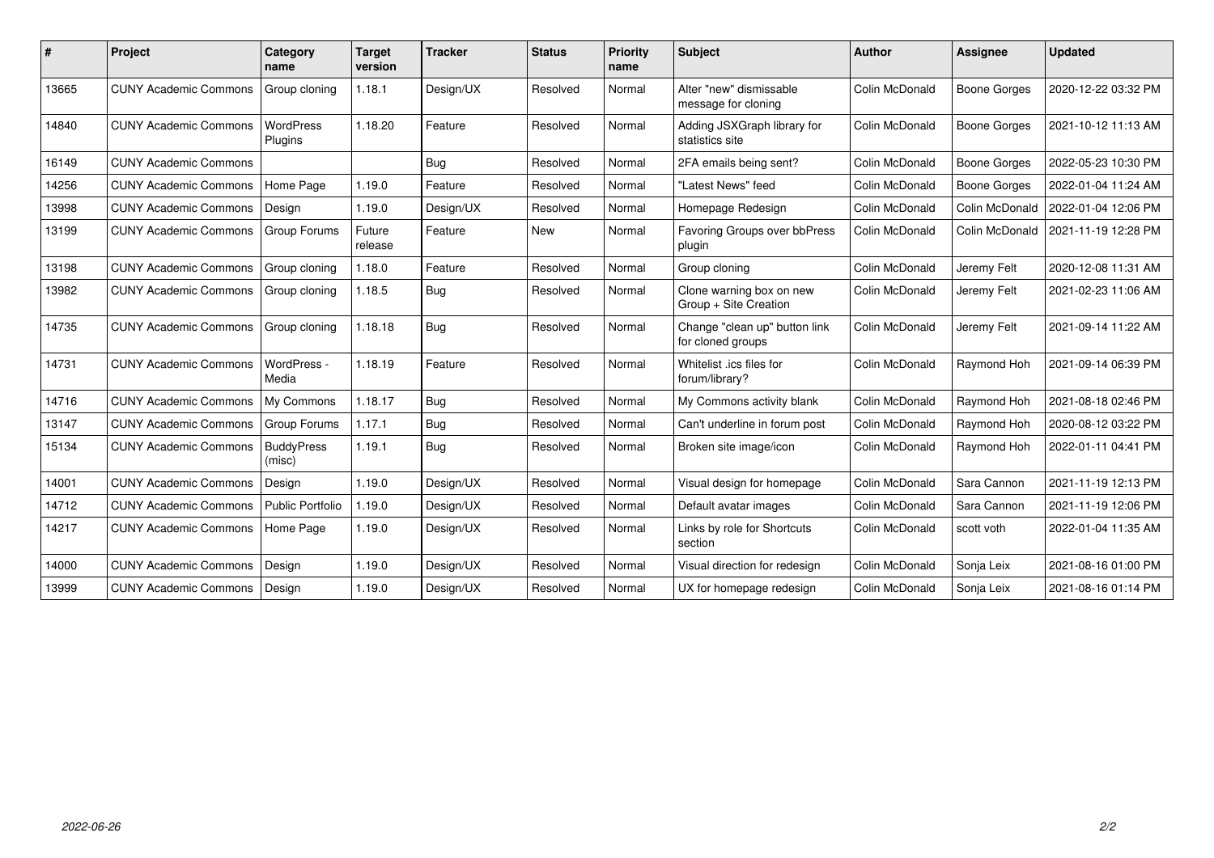| # | Project | Category name | Target version | Tracker | Status | Priority name | Subject | Author | Assignee | Updated |
|---|---|---|---|---|---|---|---|---|---|---|
| 13665 | CUNY Academic Commons | Group cloning | 1.18.1 | Design/UX | Resolved | Normal | Alter "new" dismissable message for cloning | Colin McDonald | Boone Gorges | 2020-12-22 03:32 PM |
| 14840 | CUNY Academic Commons | WordPress Plugins | 1.18.20 | Feature | Resolved | Normal | Adding JSXGraph library for statistics site | Colin McDonald | Boone Gorges | 2021-10-12 11:13 AM |
| 16149 | CUNY Academic Commons | | | Bug | Resolved | Normal | 2FA emails being sent? | Colin McDonald | Boone Gorges | 2022-05-23 10:30 PM |
| 14256 | CUNY Academic Commons | Home Page | 1.19.0 | Feature | Resolved | Normal | "Latest News" feed | Colin McDonald | Boone Gorges | 2022-01-04 11:24 AM |
| 13998 | CUNY Academic Commons | Design | 1.19.0 | Design/UX | Resolved | Normal | Homepage Redesign | Colin McDonald | Colin McDonald | 2022-01-04 12:06 PM |
| 13199 | CUNY Academic Commons | Group Forums | Future release | Feature | New | Normal | Favoring Groups over bbPress plugin | Colin McDonald | Colin McDonald | 2021-11-19 12:28 PM |
| 13198 | CUNY Academic Commons | Group cloning | 1.18.0 | Feature | Resolved | Normal | Group cloning | Colin McDonald | Jeremy Felt | 2020-12-08 11:31 AM |
| 13982 | CUNY Academic Commons | Group cloning | 1.18.5 | Bug | Resolved | Normal | Clone warning box on new Group + Site Creation | Colin McDonald | Jeremy Felt | 2021-02-23 11:06 AM |
| 14735 | CUNY Academic Commons | Group cloning | 1.18.18 | Bug | Resolved | Normal | Change "clean up" button link for cloned groups | Colin McDonald | Jeremy Felt | 2021-09-14 11:22 AM |
| 14731 | CUNY Academic Commons | WordPress - Media | 1.18.19 | Feature | Resolved | Normal | Whitelist .ics files for forum/library? | Colin McDonald | Raymond Hoh | 2021-09-14 06:39 PM |
| 14716 | CUNY Academic Commons | My Commons | 1.18.17 | Bug | Resolved | Normal | My Commons activity blank | Colin McDonald | Raymond Hoh | 2021-08-18 02:46 PM |
| 13147 | CUNY Academic Commons | Group Forums | 1.17.1 | Bug | Resolved | Normal | Can't underline in forum post | Colin McDonald | Raymond Hoh | 2020-08-12 03:22 PM |
| 15134 | CUNY Academic Commons | BuddyPress (misc) | 1.19.1 | Bug | Resolved | Normal | Broken site image/icon | Colin McDonald | Raymond Hoh | 2022-01-11 04:41 PM |
| 14001 | CUNY Academic Commons | Design | 1.19.0 | Design/UX | Resolved | Normal | Visual design for homepage | Colin McDonald | Sara Cannon | 2021-11-19 12:13 PM |
| 14712 | CUNY Academic Commons | Public Portfolio | 1.19.0 | Design/UX | Resolved | Normal | Default avatar images | Colin McDonald | Sara Cannon | 2021-11-19 12:06 PM |
| 14217 | CUNY Academic Commons | Home Page | 1.19.0 | Design/UX | Resolved | Normal | Links by role for Shortcuts section | Colin McDonald | scott voth | 2022-01-04 11:35 AM |
| 14000 | CUNY Academic Commons | Design | 1.19.0 | Design/UX | Resolved | Normal | Visual direction for redesign | Colin McDonald | Sonja Leix | 2021-08-16 01:00 PM |
| 13999 | CUNY Academic Commons | Design | 1.19.0 | Design/UX | Resolved | Normal | UX for homepage redesign | Colin McDonald | Sonja Leix | 2021-08-16 01:14 PM |